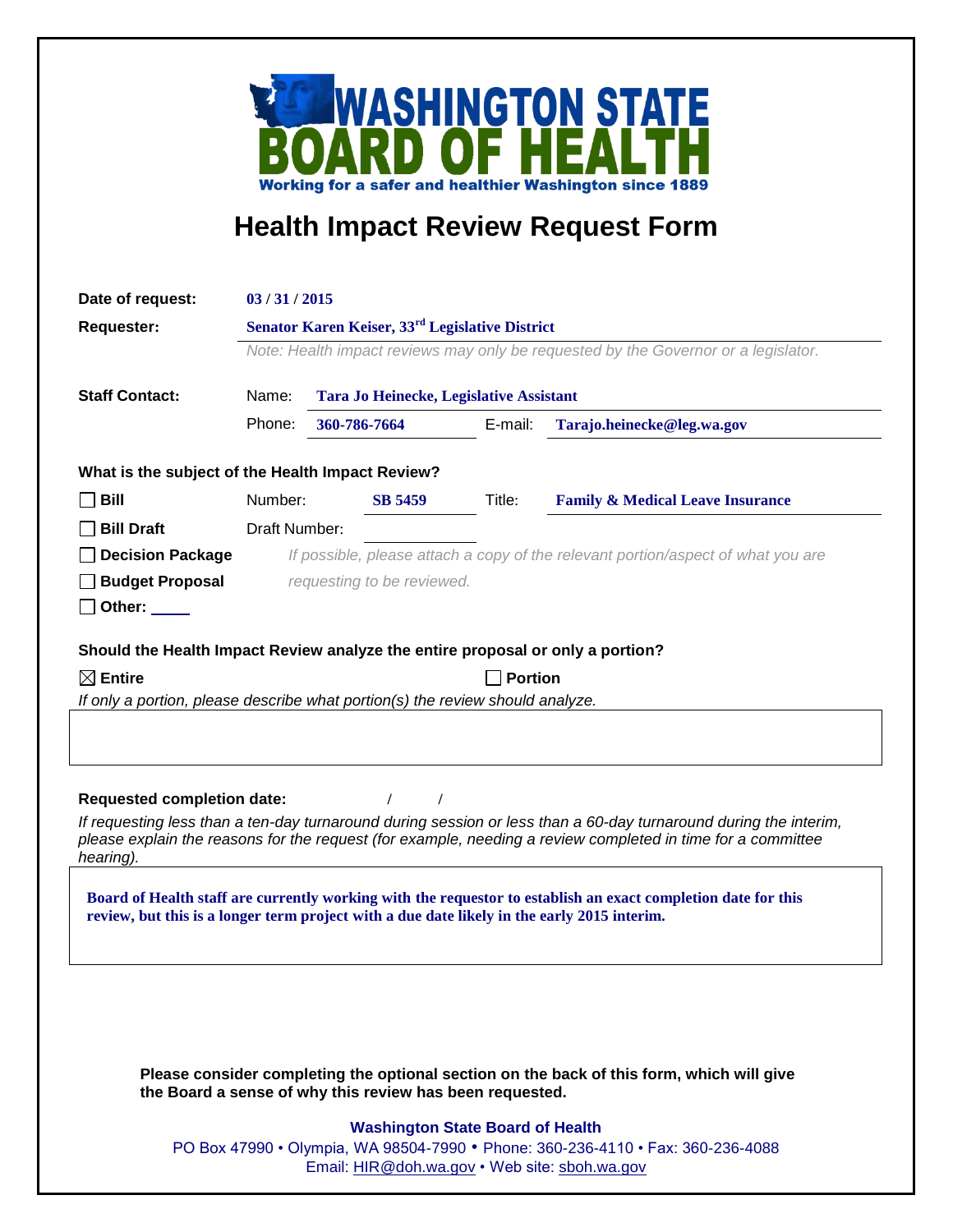# WASHINGTON STATE BOARD OF HEALTH

Working for a safer and healthier Washington since 1889

## Health Impact Review Request Form

**Date of request:** 03 / 31 / 2015

**Requester:** Senator Karen Keiser, 33rd Legislative District

*Note: Health impact reviews may only be requested by the Governor or a legislator.*

**Staff Contact:**

Name: Tara Jo Heinecke, Legislative Assistant

Phone: 360-786-7664 E-mail: Tarajo.heinecke@leg.wa.gov

**What is the subject of the Health Impact Review?**

- ☐ **Bill** Number: SB 5459 Title: Family & Medical Leave Insurance
- ☐ **Bill Draft** Draft Number:
- ☐ **Decision Package** *If possible, please attach a copy of the relevant portion/aspect of what you are requesting to be reviewed.*
- ☐ **Budget Proposal**
- ☐ **Other:** ____

**Should the Health Impact Review analyze the entire proposal or only a portion?**

☒ **Entire** ☐ **Portion**

*If only a portion, please describe what portion(s) the review should analyze.*

**Requested completion date:** / /

*If requesting less than a ten-day turnaround during session or less than a 60-day turnaround during the interim, please explain the reasons for the request (for example, needing a review completed in time for a committee hearing).*

Board of Health staff are currently working with the requestor to establish an exact completion date for this review, but this is a longer term project with a due date likely in the early 2015 interim.

**Please consider completing the optional section on the back of this form, which will give the Board a sense of why this review has been requested.**

**Washington State Board of Health**
PO Box 47990 • Olympia, WA 98504-7990 • Phone: 360-236-4110 • Fax: 360-236-4088
Email: HIR@doh.wa.gov • Web site: sboh.wa.gov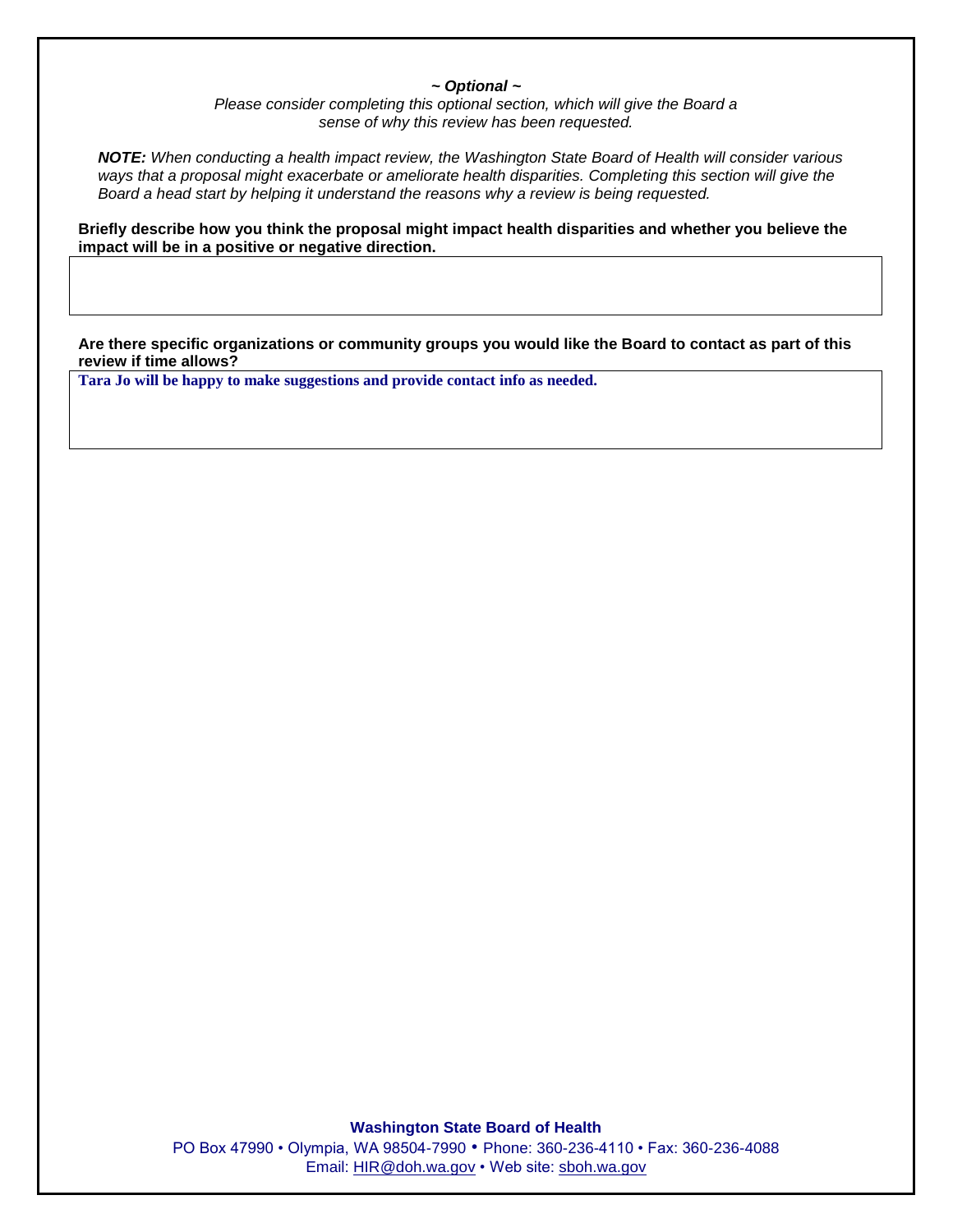***~ Optional ~***

*Please consider completing this optional section, which will give the Board a sense of why this review has been requested.*

***NOTE:*** *When conducting a health impact review, the Washington State Board of Health will consider various ways that a proposal might exacerbate or ameliorate health disparities. Completing this section will give the Board a head start by helping it understand the reasons why a review is being requested.*

**Briefly describe how you think the proposal might impact health disparities and whether you believe the impact will be in a positive or negative direction.**

**Are there specific organizations or community groups you would like the Board to contact as part of this review if time allows?**

**Tara Jo will be happy to make suggestions and provide contact info as needed.**

**Washington State Board of Health**

PO Box 47990 • Olympia, WA 98504-7990 • Phone: 360-236-4110 • Fax: 360-236-4088
Email: HIR@doh.wa.gov • Web site: sboh.wa.gov